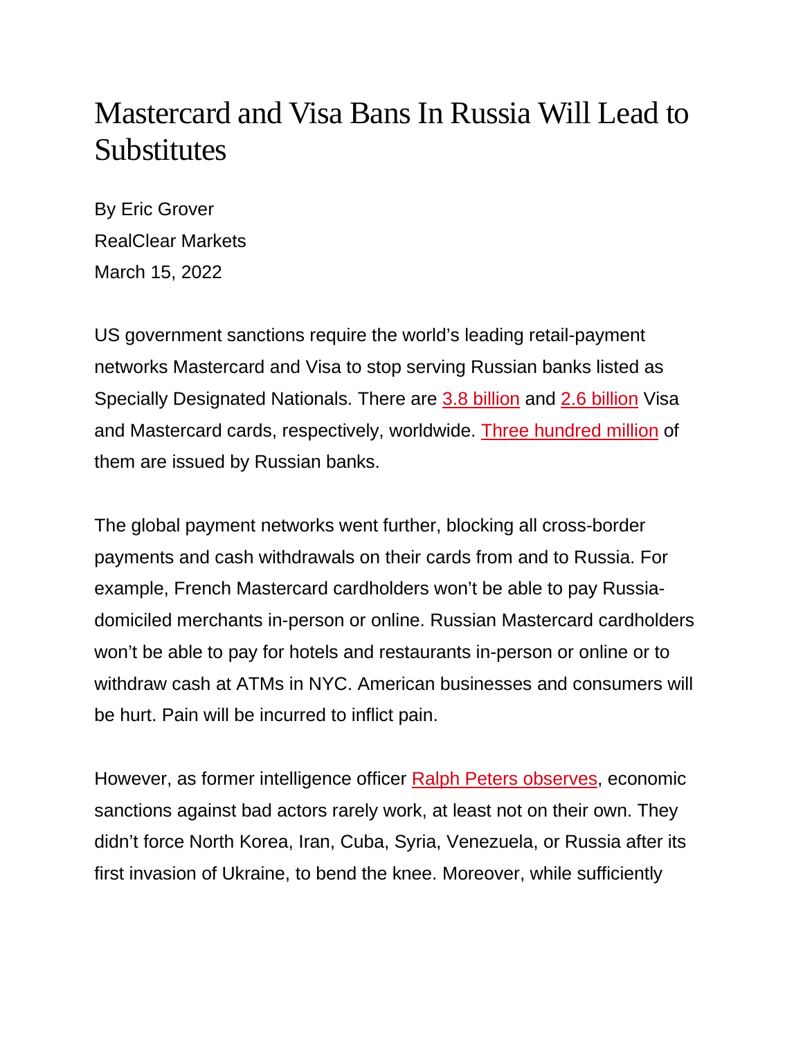# Mastercard and Visa Bans In Russia Will Lead to Substitutes

By Eric Grover
RealClear Markets
March 15, 2022

US government sanctions require the world's leading retail-payment networks Mastercard and Visa to stop serving Russian banks listed as Specially Designated Nationals. There are 3.8 billion and 2.6 billion Visa and Mastercard cards, respectively, worldwide. Three hundred million of them are issued by Russian banks.

The global payment networks went further, blocking all cross-border payments and cash withdrawals on their cards from and to Russia. For example, French Mastercard cardholders won't be able to pay Russia-domiciled merchants in-person or online. Russian Mastercard cardholders won't be able to pay for hotels and restaurants in-person or online or to withdraw cash at ATMs in NYC. American businesses and consumers will be hurt. Pain will be incurred to inflict pain.

However, as former intelligence officer Ralph Peters observes, economic sanctions against bad actors rarely work, at least not on their own. They didn't force North Korea, Iran, Cuba, Syria, Venezuela, or Russia after its first invasion of Ukraine, to bend the knee. Moreover, while sufficiently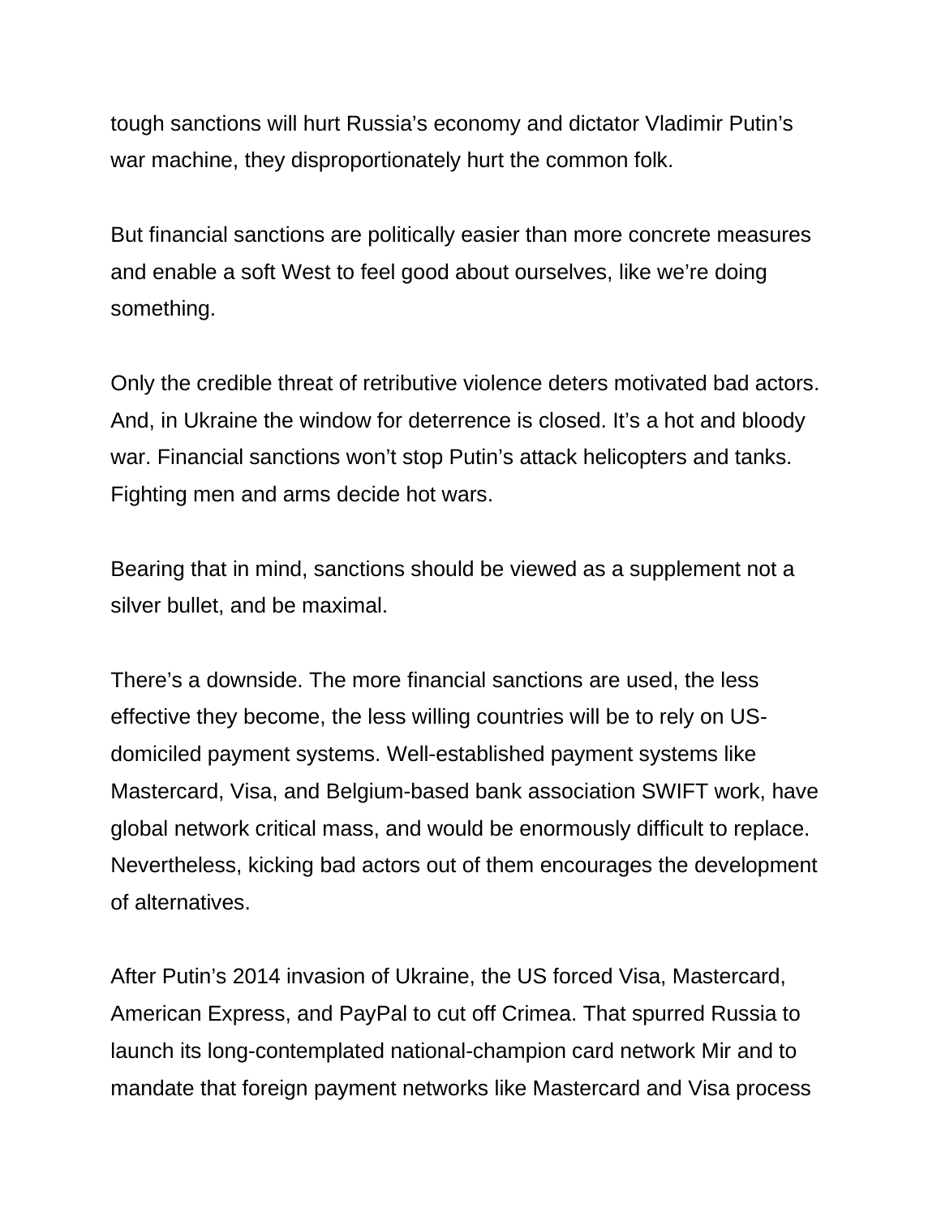tough sanctions will hurt Russia's economy and dictator Vladimir Putin's war machine, they disproportionately hurt the common folk.

But financial sanctions are politically easier than more concrete measures and enable a soft West to feel good about ourselves, like we're doing something.

Only the credible threat of retributive violence deters motivated bad actors. And, in Ukraine the window for deterrence is closed. It's a hot and bloody war. Financial sanctions won't stop Putin's attack helicopters and tanks. Fighting men and arms decide hot wars.

Bearing that in mind, sanctions should be viewed as a supplement not a silver bullet, and be maximal.

There's a downside. The more financial sanctions are used, the less effective they become, the less willing countries will be to rely on US-domiciled payment systems. Well-established payment systems like Mastercard, Visa, and Belgium-based bank association SWIFT work, have global network critical mass, and would be enormously difficult to replace. Nevertheless, kicking bad actors out of them encourages the development of alternatives.

After Putin's 2014 invasion of Ukraine, the US forced Visa, Mastercard, American Express, and PayPal to cut off Crimea. That spurred Russia to launch its long-contemplated national-champion card network Mir and to mandate that foreign payment networks like Mastercard and Visa process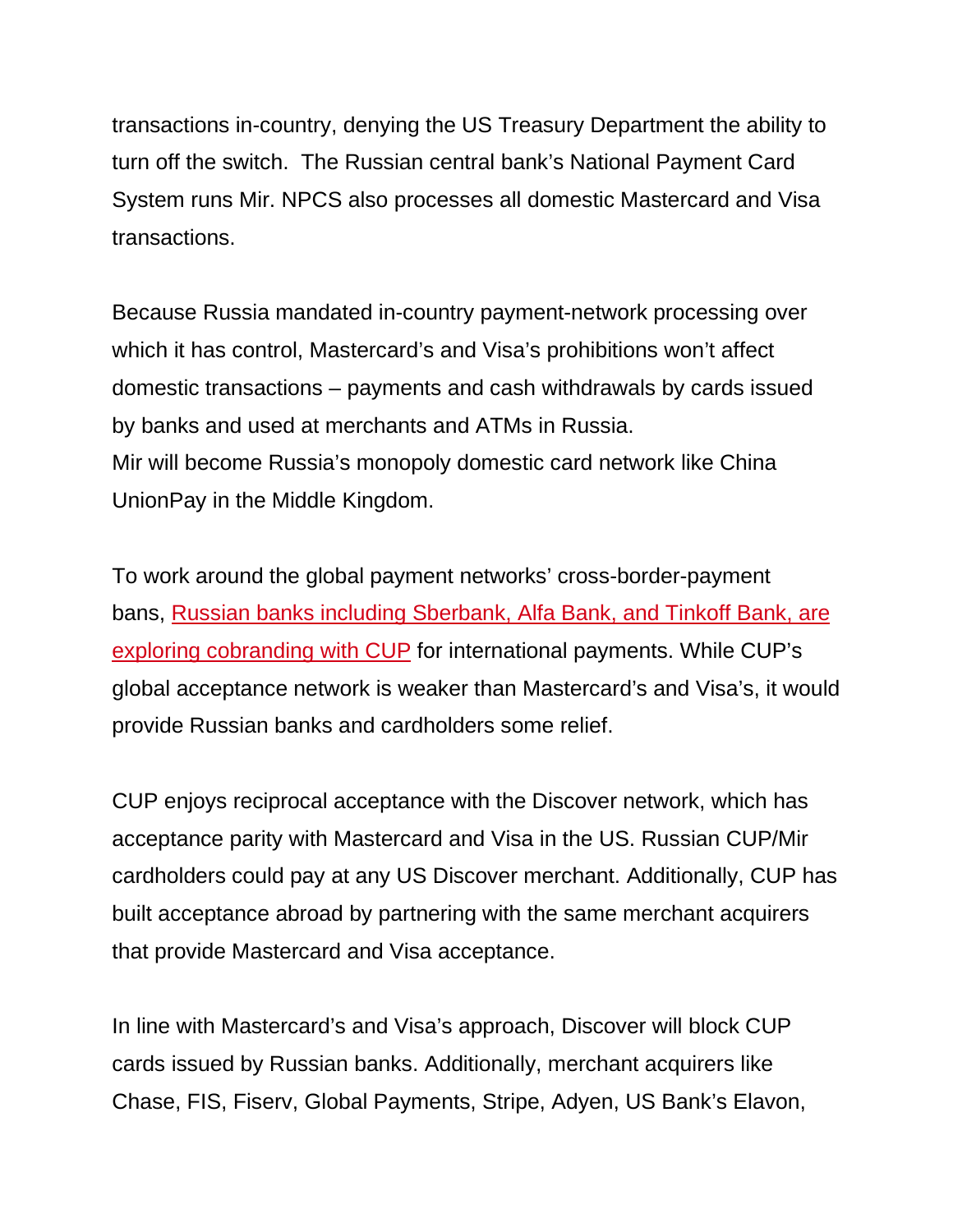transactions in-country, denying the US Treasury Department the ability to turn off the switch. The Russian central bank's National Payment Card System runs Mir. NPCS also processes all domestic Mastercard and Visa transactions.

Because Russia mandated in-country payment-network processing over which it has control, Mastercard's and Visa's prohibitions won't affect domestic transactions – payments and cash withdrawals by cards issued by banks and used at merchants and ATMs in Russia.
Mir will become Russia's monopoly domestic card network like China UnionPay in the Middle Kingdom.

To work around the global payment networks' cross-border-payment bans, Russian banks including Sberbank, Alfa Bank, and Tinkoff Bank, are exploring cobranding with CUP for international payments. While CUP's global acceptance network is weaker than Mastercard's and Visa's, it would provide Russian banks and cardholders some relief.

CUP enjoys reciprocal acceptance with the Discover network, which has acceptance parity with Mastercard and Visa in the US. Russian CUP/Mir cardholders could pay at any US Discover merchant. Additionally, CUP has built acceptance abroad by partnering with the same merchant acquirers that provide Mastercard and Visa acceptance.

In line with Mastercard's and Visa's approach, Discover will block CUP cards issued by Russian banks. Additionally, merchant acquirers like Chase, FIS, Fiserv, Global Payments, Stripe, Adyen, US Bank's Elavon,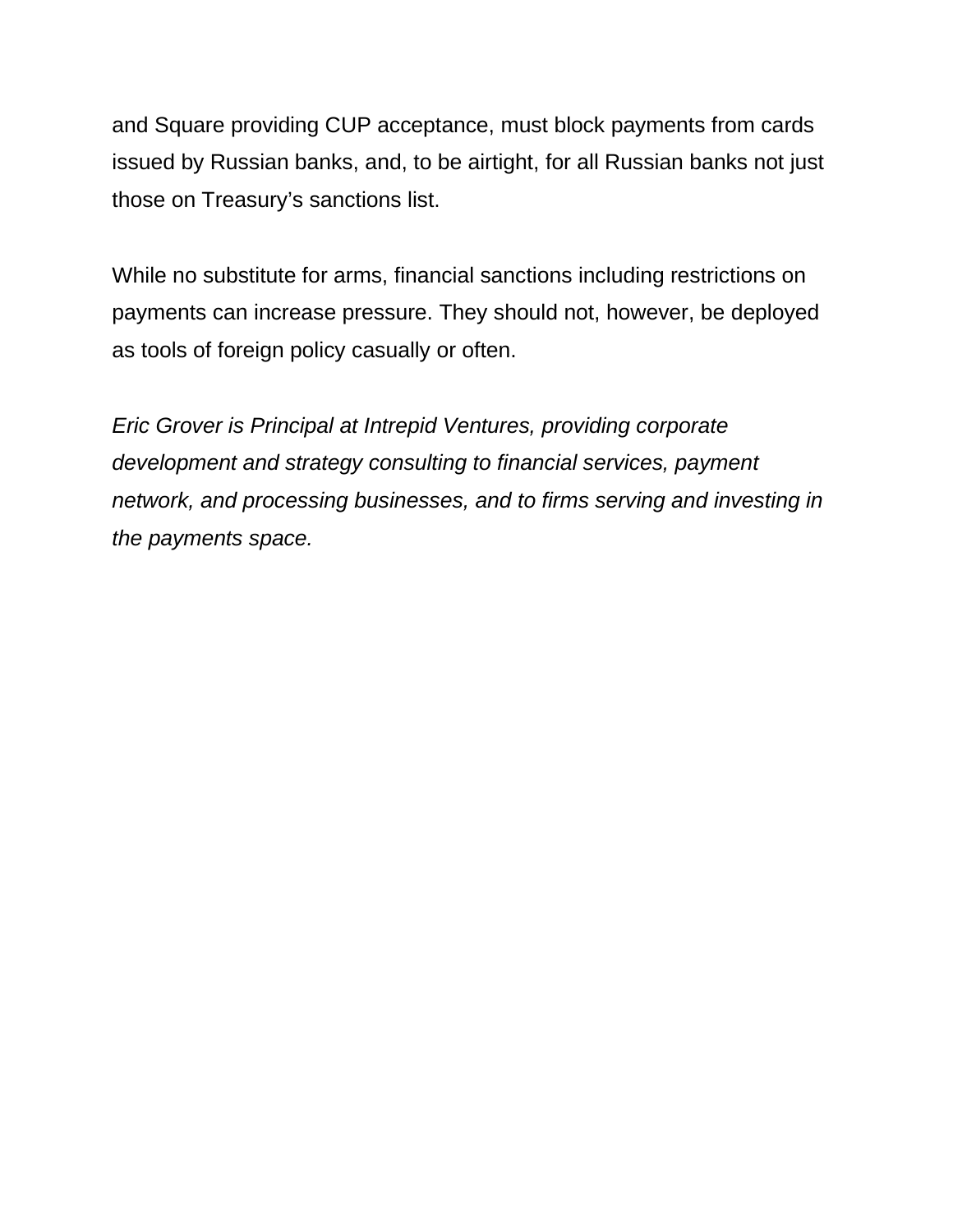and Square providing CUP acceptance, must block payments from cards issued by Russian banks, and, to be airtight, for all Russian banks not just those on Treasury's sanctions list.

While no substitute for arms, financial sanctions including restrictions on payments can increase pressure. They should not, however, be deployed as tools of foreign policy casually or often.

*Eric Grover is Principal at Intrepid Ventures, providing corporate development and strategy consulting to financial services, payment network, and processing businesses, and to firms serving and investing in the payments space.*